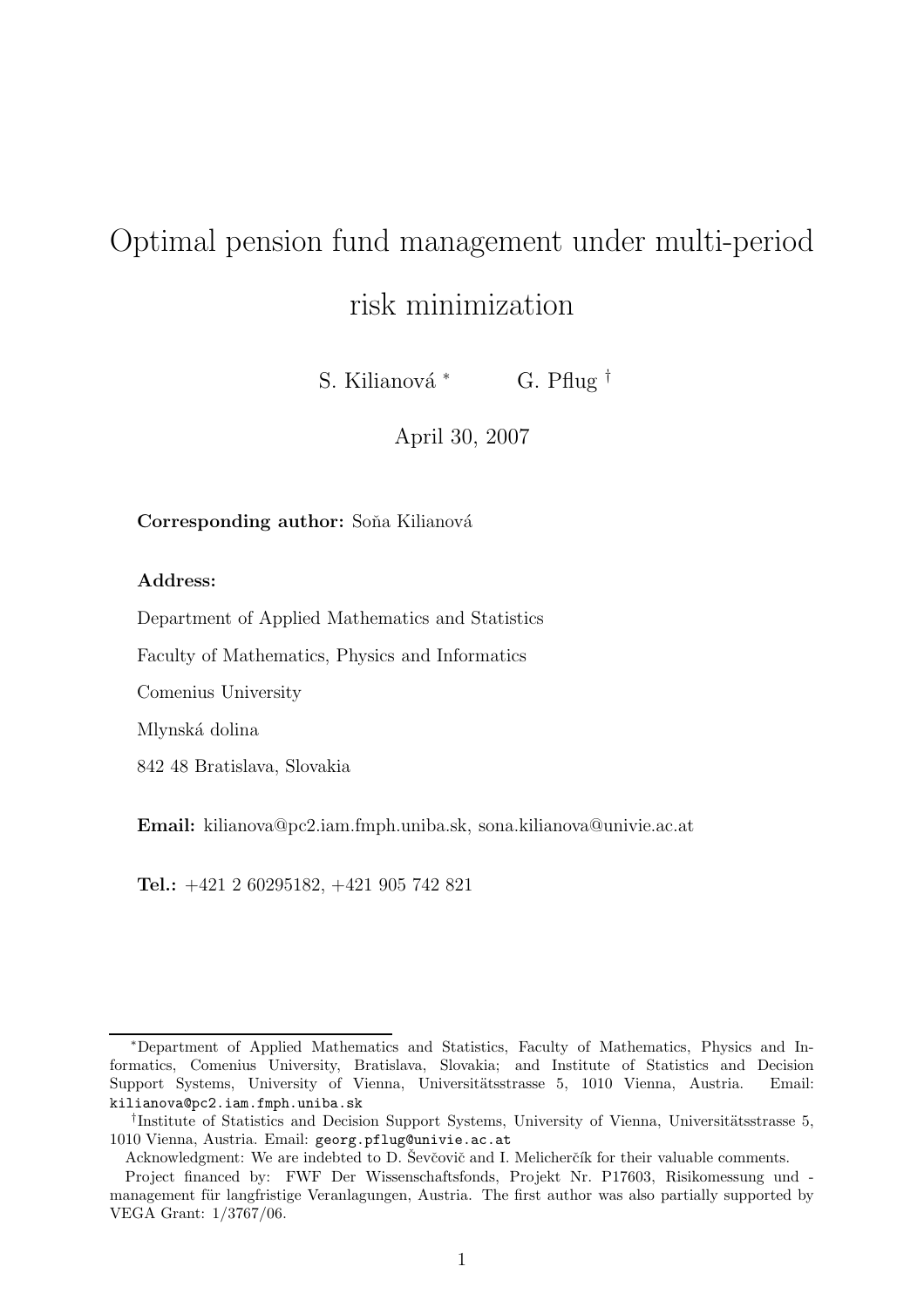# Optimal pension fund management under multi-period risk minimization

S. Kilianová [*] G. Pflug [†]

April 30, 2007

**Corresponding author:** Soňa Kilianová

**Address:**

Department of Applied Mathematics and Statistics

Faculty of Mathematics, Physics and Informatics

Comenius University

Mlynská dolina

842 48 Bratislava, Slovakia

**Email:** kilianova@pc2.iam.fmph.uniba.sk, sona.kilianova@univie.ac.at

**Tel.:** +421 2 60295182, +421 905 742 821

---

[*] Department of Applied Mathematics and Statistics, Faculty of Mathematics, Physics and Informatics, Comenius University, Bratislava, Slovakia; and Institute of Statistics and Decision Support Systems, University of Vienna, Universitätsstrasse 5, 1010 Vienna, Austria. Email: `kilianova@pc2.iam.fmph.uniba.sk`

[†] Institute of Statistics and Decision Support Systems, University of Vienna, Universitätsstrasse 5, 1010 Vienna, Austria. Email: `georg.pflug@univie.ac.at`

Acknowledgment: We are indebted to D. Ševčovič and I. Melicherčík for their valuable comments.

Project financed by: FWF Der Wissenschaftsfonds, Projekt Nr. P17603, Risikomessung und -management für langfristige Veranlagungen, Austria. The first author was also partially supported by VEGA Grant: 1/3767/06.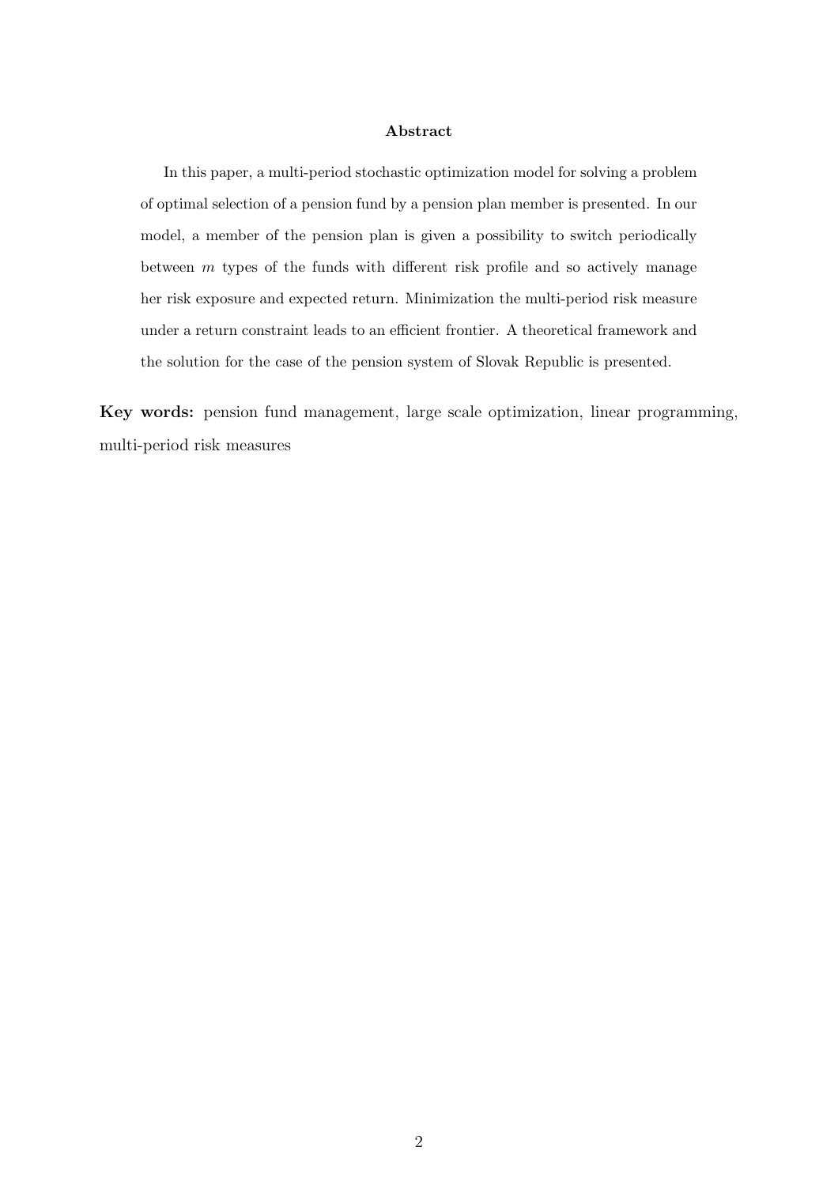**Abstract**

In this paper, a multi-period stochastic optimization model for solving a problem of optimal selection of a pension fund by a pension plan member is presented. In our model, a member of the pension plan is given a possibility to switch periodically between $m$ types of the funds with different risk profile and so actively manage her risk exposure and expected return. Minimization the multi-period risk measure under a return constraint leads to an efficient frontier. A theoretical framework and the solution for the case of the pension system of Slovak Republic is presented.

**Key words:** pension fund management, large scale optimization, linear programming, multi-period risk measures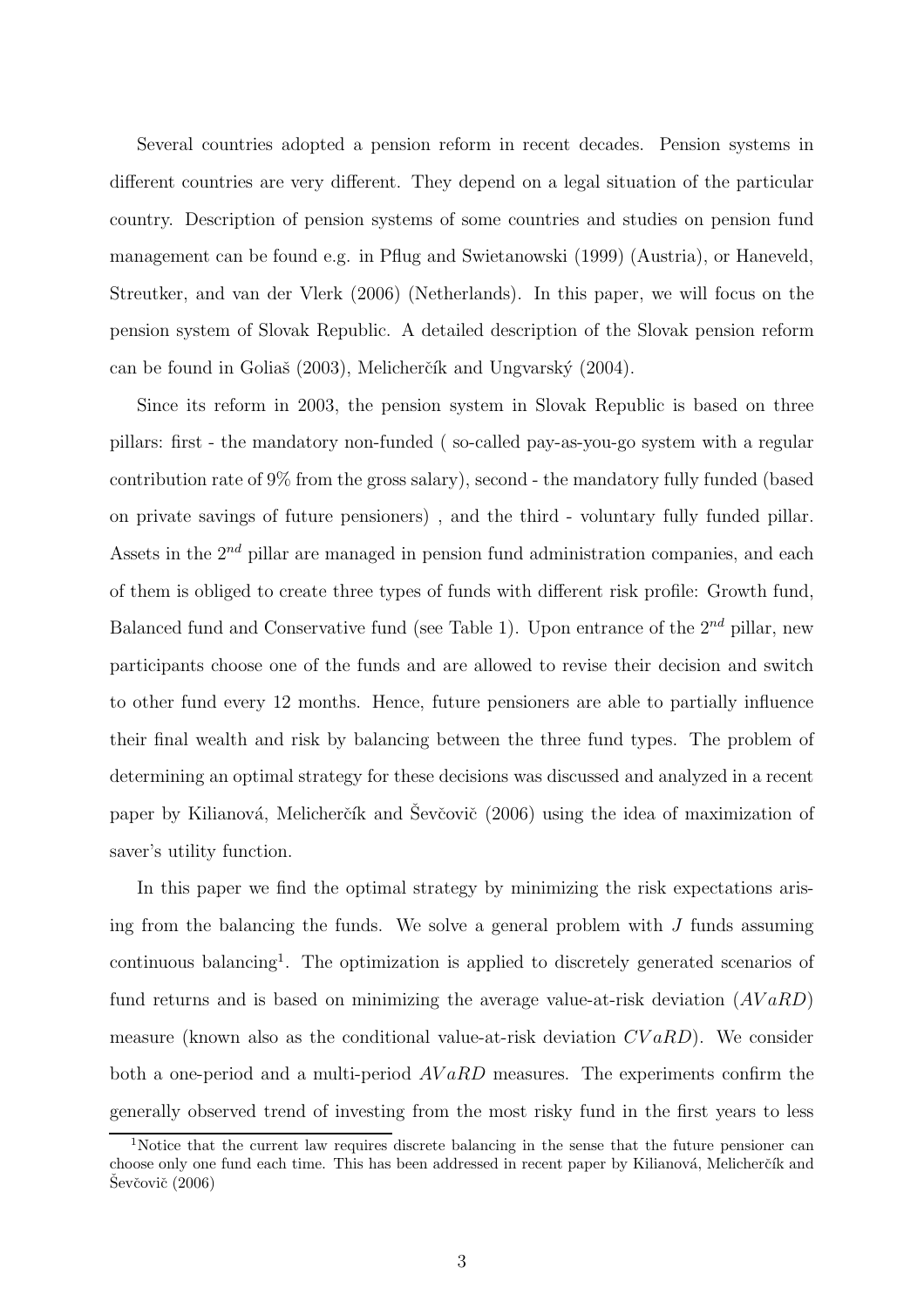Several countries adopted a pension reform in recent decades. Pension systems in different countries are very different. They depend on a legal situation of the particular country. Description of pension systems of some countries and studies on pension fund management can be found e.g. in Pflug and Swietanowski (1999) (Austria), or Haneveld, Streutker, and van der Vlerk (2006) (Netherlands). In this paper, we will focus on the pension system of Slovak Republic. A detailed description of the Slovak pension reform can be found in Goliaš (2003), Melicherčík and Ungvarský (2004).

Since its reform in 2003, the pension system in Slovak Republic is based on three pillars: first - the mandatory non-funded ( so-called pay-as-you-go system with a regular contribution rate of 9% from the gross salary), second - the mandatory fully funded (based on private savings of future pensioners) , and the third - voluntary fully funded pillar. Assets in the $2^{nd}$ pillar are managed in pension fund administration companies, and each of them is obliged to create three types of funds with different risk profile: Growth fund, Balanced fund and Conservative fund (see Table 1). Upon entrance of the $2^{nd}$ pillar, new participants choose one of the funds and are allowed to revise their decision and switch to other fund every 12 months. Hence, future pensioners are able to partially influence their final wealth and risk by balancing between the three fund types. The problem of determining an optimal strategy for these decisions was discussed and analyzed in a recent paper by Kilianová, Melicherčík and Ševčovič (2006) using the idea of maximization of saver's utility function.

In this paper we find the optimal strategy by minimizing the risk expectations arising from the balancing the funds. We solve a general problem with $J$ funds assuming continuous balancing[1]. The optimization is applied to discretely generated scenarios of fund returns and is based on minimizing the average value-at-risk deviation ($AVaRD$) measure (known also as the conditional value-at-risk deviation $CVaRD$). We consider both a one-period and a multi-period $AVaRD$ measures. The experiments confirm the generally observed trend of investing from the most risky fund in the first years to less

[1] Notice that the current law requires discrete balancing in the sense that the future pensioner can choose only one fund each time. This has been addressed in recent paper by Kilianová, Melicherčík and Ševčovič (2006)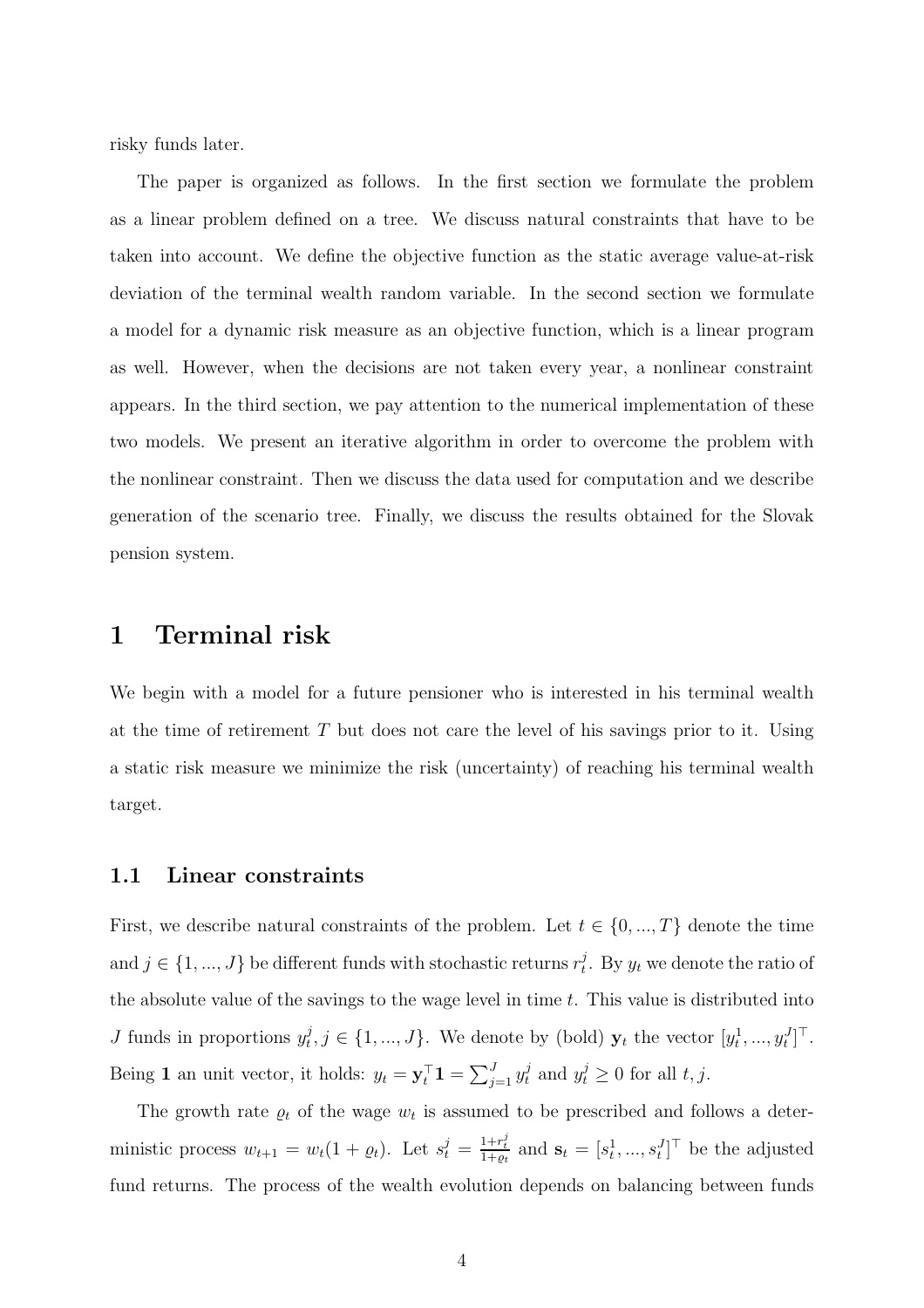risky funds later.

The paper is organized as follows. In the first section we formulate the problem as a linear problem defined on a tree. We discuss natural constraints that have to be taken into account. We define the objective function as the static average value-at-risk deviation of the terminal wealth random variable. In the second section we formulate a model for a dynamic risk measure as an objective function, which is a linear program as well. However, when the decisions are not taken every year, a nonlinear constraint appears. In the third section, we pay attention to the numerical implementation of these two models. We present an iterative algorithm in order to overcome the problem with the nonlinear constraint. Then we discuss the data used for computation and we describe generation of the scenario tree. Finally, we discuss the results obtained for the Slovak pension system.

# 1 Terminal risk

We begin with a model for a future pensioner who is interested in his terminal wealth at the time of retirement $T$ but does not care the level of his savings prior to it. Using a static risk measure we minimize the risk (uncertainty) of reaching his terminal wealth target.

## 1.1 Linear constraints

First, we describe natural constraints of the problem. Let $t \in \{0, ..., T\}$ denote the time and $j \in \{1, ..., J\}$ be different funds with stochastic returns $r_t^j$. By $y_t$ we denote the ratio of the absolute value of the savings to the wage level in time $t$. This value is distributed into $J$ funds in proportions $y_t^j, j \in \{1, ..., J\}$. We denote by (bold) $\mathbf{y}_t$ the vector $[y_t^1, ..., y_t^J]^\top$. Being $\mathbf{1}$ an unit vector, it holds: $y_t = \mathbf{y}_t^\top \mathbf{1} = \sum_{j=1}^{J} y_t^j$ and $y_t^j \geq 0$ for all $t, j$.

The growth rate $\varrho_t$ of the wage $w_t$ is assumed to be prescribed and follows a deterministic process $w_{t+1} = w_t(1 + \varrho_t)$. Let $s_t^j = \frac{1+r_t^j}{1+\varrho_t}$ and $\mathbf{s}_t = [s_t^1, ..., s_t^J]^\top$ be the adjusted fund returns. The process of the wealth evolution depends on balancing between funds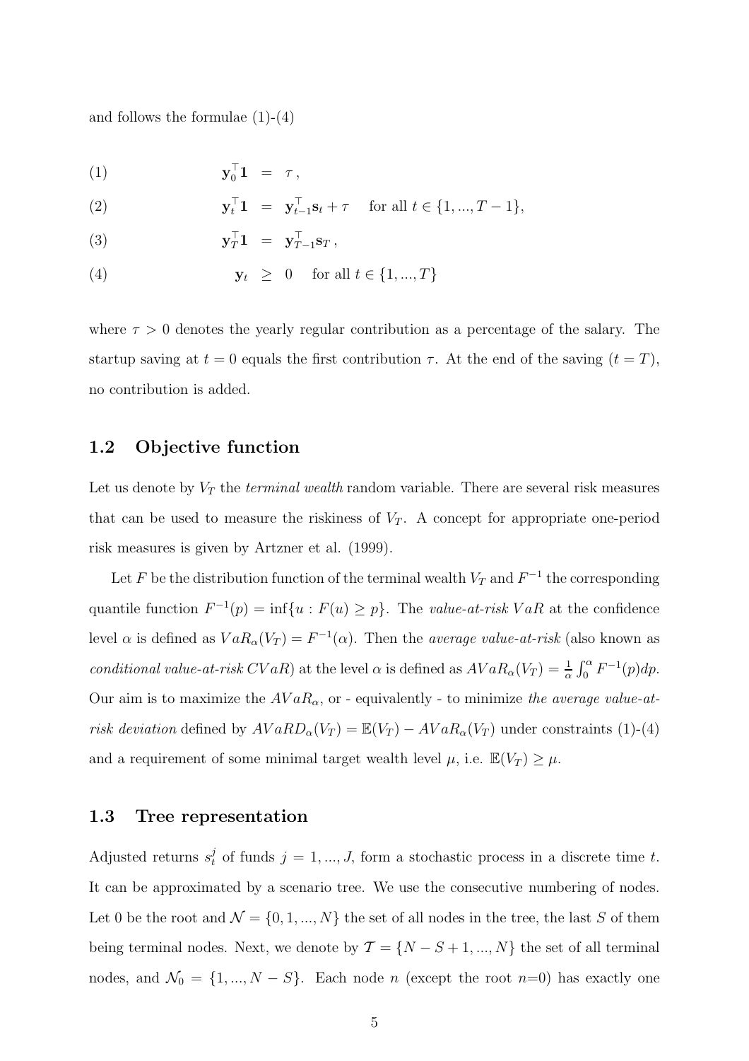and follows the formulae (1)-(4)

$$
\begin{aligned}
(1) \qquad & \mathbf{y}_0^\top \mathbf{1} &=& \ \tau\,, \\
(2) \qquad & \mathbf{y}_t^\top \mathbf{1} &=& \ \mathbf{y}_{t-1}^\top \mathbf{s}_t + \tau \quad \text{for all } t \in \{1, ..., T-1\}, \\
(3) \qquad & \mathbf{y}_T^\top \mathbf{1} &=& \ \mathbf{y}_{T-1}^\top \mathbf{s}_T\,, \\
(4) \qquad & \mathbf{y}_t &\geq& \ 0 \quad \text{for all } t \in \{1, ..., T\}
\end{aligned}
$$

where $\tau > 0$ denotes the yearly regular contribution as a percentage of the salary. The startup saving at $t = 0$ equals the first contribution $\tau$. At the end of the saving ($t = T$), no contribution is added.

## 1.2 Objective function

Let us denote by $V_T$ the *terminal wealth* random variable. There are several risk measures that can be used to measure the riskiness of $V_T$. A concept for appropriate one-period risk measures is given by Artzner et al. (1999).

Let $F$ be the distribution function of the terminal wealth $V_T$ and $F^{-1}$ the corresponding quantile function $F^{-1}(p) = \inf\{u : F(u) \geq p\}$. The *value-at-risk* $VaR$ at the confidence level $\alpha$ is defined as $VaR_\alpha(V_T) = F^{-1}(\alpha)$. Then the *average value-at-risk* (also known as *conditional value-at-risk* $CVaR$) at the level $\alpha$ is defined as $AVaR_\alpha(V_T) = \frac{1}{\alpha}\int_0^\alpha F^{-1}(p)dp$. Our aim is to maximize the $AVaR_\alpha$, or - equivalently - to minimize *the average value-at-risk deviation* defined by $AVaRD_\alpha(V_T) = \mathbb{E}(V_T) - AVaR_\alpha(V_T)$ under constraints (1)-(4) and a requirement of some minimal target wealth level $\mu$, i.e. $\mathbb{E}(V_T) \geq \mu$.

## 1.3 Tree representation

Adjusted returns $s_t^j$ of funds $j = 1, ..., J$, form a stochastic process in a discrete time $t$. It can be approximated by a scenario tree. We use the consecutive numbering of nodes. Let 0 be the root and $\mathcal{N} = \{0, 1, ..., N\}$ the set of all nodes in the tree, the last $S$ of them being terminal nodes. Next, we denote by $\mathcal{T} = \{N - S + 1, ..., N\}$ the set of all terminal nodes, and $\mathcal{N}_0 = \{1, ..., N - S\}$. Each node $n$ (except the root $n$=0) has exactly one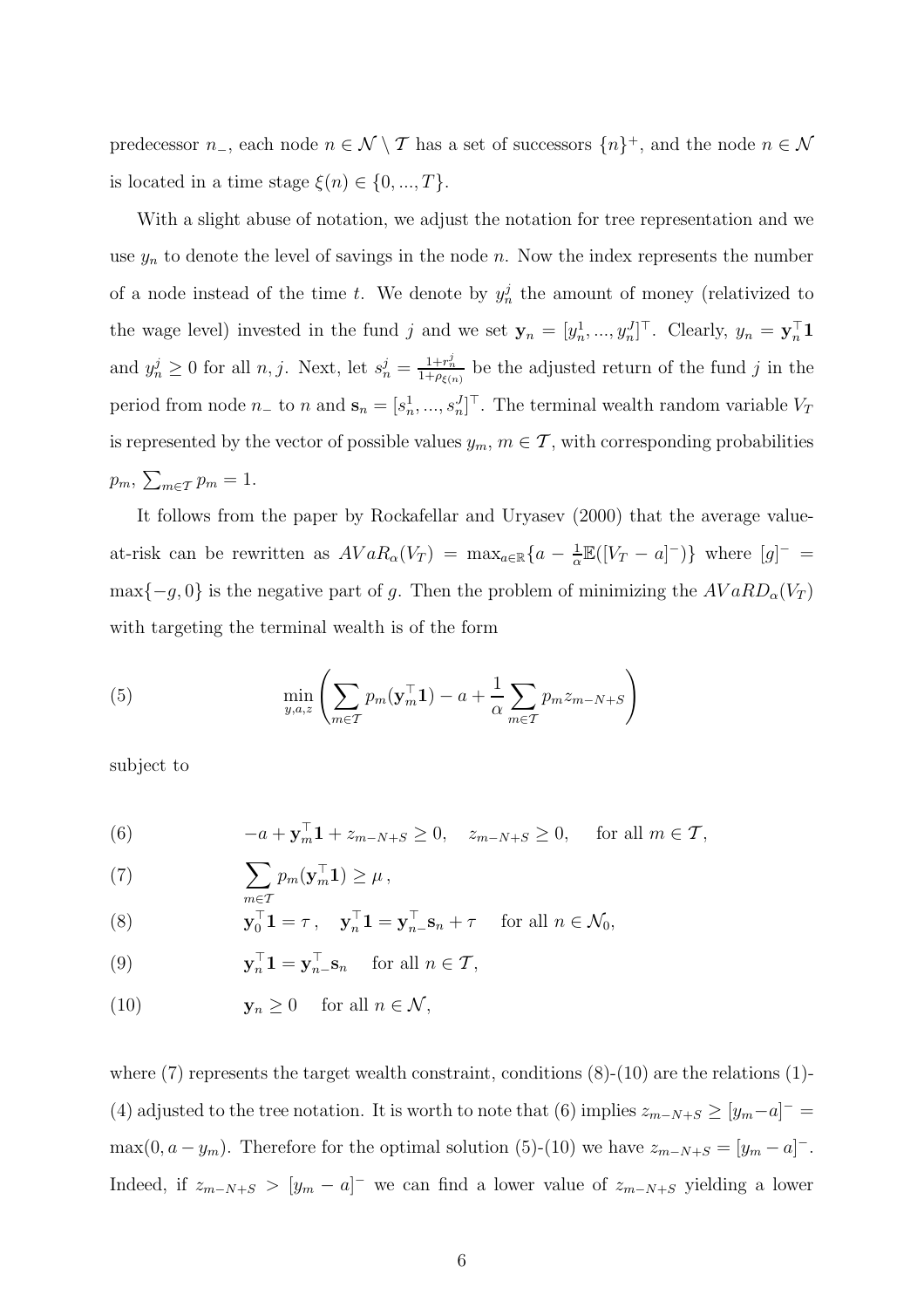predecessor $n_-$, each node $n \in \mathcal{N} \setminus \mathcal{T}$ has a set of successors $\{n\}^+$, and the node $n \in \mathcal{N}$ is located in a time stage $\xi(n) \in \{0, ..., T\}$.

With a slight abuse of notation, we adjust the notation for tree representation and we use $y_n$ to denote the level of savings in the node $n$. Now the index represents the number of a node instead of the time $t$. We denote by $y_n^j$ the amount of money (relativized to the wage level) invested in the fund $j$ and we set $\mathbf{y}_n = [y_n^1, ..., y_n^J]^\top$. Clearly, $y_n = \mathbf{y}_n^\top \mathbf{1}$ and $y_n^j \geq 0$ for all $n, j$. Next, let $s_n^j = \frac{1+r_n^j}{1+\rho_{\xi(n)}}$ be the adjusted return of the fund $j$ in the period from node $n_-$ to $n$ and $\mathbf{s}_n = [s_n^1, ..., s_n^J]^\top$. The terminal wealth random variable $V_T$ is represented by the vector of possible values $y_m$, $m \in \mathcal{T}$, with corresponding probabilities $p_m$, $\sum_{m \in \mathcal{T}} p_m = 1$.

It follows from the paper by Rockafellar and Uryasev (2000) that the average value-at-risk can be rewritten as $AVaR_\alpha(V_T) = \max_{a \in \mathbb{R}} \{a - \frac{1}{\alpha} \mathbb{E}([V_T - a]^-)\}$ where $[g]^- = \max\{-g, 0\}$ is the negative part of $g$. Then the problem of minimizing the $AVaRD_\alpha(V_T)$ with targeting the terminal wealth is of the form

$$\min_{y,a,z} \left( \sum_{m \in \mathcal{T}} p_m (\mathbf{y}_m^\top \mathbf{1}) - a + \frac{1}{\alpha} \sum_{m \in \mathcal{T}} p_m z_{m-N+S} \right) \tag{5}$$

subject to

$$-a + \mathbf{y}_m^\top \mathbf{1} + z_{m-N+S} \geq 0, \quad z_{m-N+S} \geq 0, \quad \text{for all } m \in \mathcal{T}, \tag{6}$$

$$\sum_{m \in \mathcal{T}} p_m (\mathbf{y}_m^\top \mathbf{1}) \geq \mu\,, \tag{7}$$

$$\mathbf{y}_0^\top \mathbf{1} = \tau\,, \quad \mathbf{y}_n^\top \mathbf{1} = \mathbf{y}_{n-}^\top \mathbf{s}_n + \tau \quad \text{for all } n \in \mathcal{N}_0, \tag{8}$$

$$\mathbf{y}_n^\top \mathbf{1} = \mathbf{y}_{n-}^\top \mathbf{s}_n \quad \text{for all } n \in \mathcal{T}, \tag{9}$$

$$\mathbf{y}_n \geq 0 \quad \text{for all } n \in \mathcal{N}, \tag{10}$$

where (7) represents the target wealth constraint, conditions (8)-(10) are the relations (1)-(4) adjusted to the tree notation. It is worth to note that (6) implies $z_{m-N+S} \geq [y_m - a]^- = \max(0, a - y_m)$. Therefore for the optimal solution (5)-(10) we have $z_{m-N+S} = [y_m - a]^-$. Indeed, if $z_{m-N+S} > [y_m - a]^-$ we can find a lower value of $z_{m-N+S}$ yielding a lower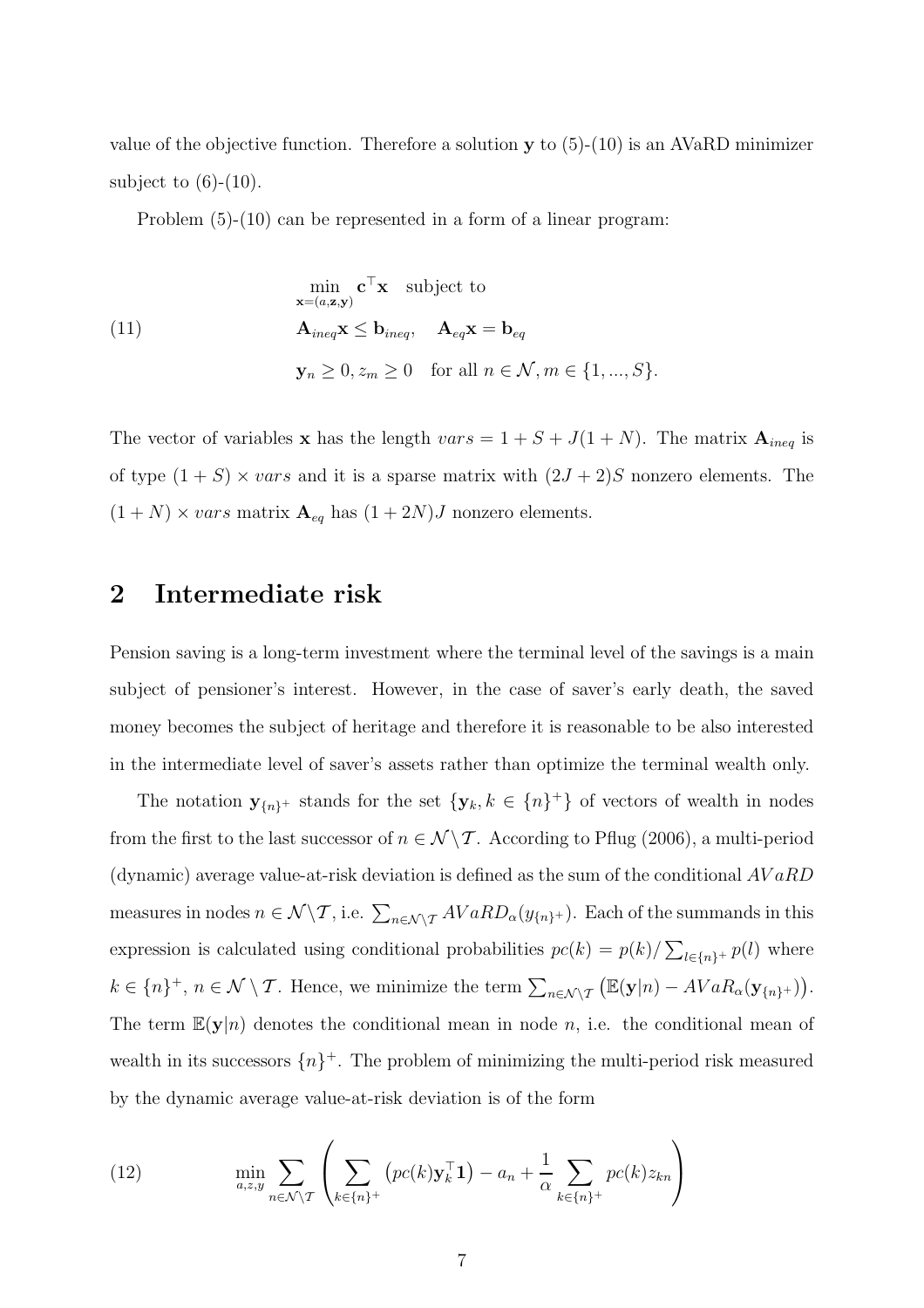value of the objective function. Therefore a solution $\mathbf{y}$ to (5)-(10) is an AVaRD minimizer subject to (6)-(10).

Problem (5)-(10) can be represented in a form of a linear program:

$$
\begin{aligned}
&\min_{\mathbf{x}=(a,\mathbf{z},\mathbf{y})} \mathbf{c}^\top \mathbf{x} \quad \text{subject to} \\
(11) \qquad &\mathbf{A}_{ineq}\mathbf{x} \leq \mathbf{b}_{ineq}, \quad \mathbf{A}_{eq}\mathbf{x} = \mathbf{b}_{eq} \\
&\mathbf{y}_n \geq 0, z_m \geq 0 \quad \text{for all } n \in \mathcal{N}, m \in \{1, ..., S\}.
\end{aligned}
$$

The vector of variables $\mathbf{x}$ has the length $vars = 1 + S + J(1 + N)$. The matrix $\mathbf{A}_{ineq}$ is of type $(1 + S) \times vars$ and it is a sparse matrix with $(2J + 2)S$ nonzero elements. The $(1 + N) \times vars$ matrix $\mathbf{A}_{eq}$ has $(1 + 2N)J$ nonzero elements.

## 2 Intermediate risk

Pension saving is a long-term investment where the terminal level of the savings is a main subject of pensioner's interest. However, in the case of saver's early death, the saved money becomes the subject of heritage and therefore it is reasonable to be also interested in the intermediate level of saver's assets rather than optimize the terminal wealth only.

The notation $\mathbf{y}_{\{n\}^+}$ stands for the set $\{\mathbf{y}_k, k \in \{n\}^+\}$ of vectors of wealth in nodes from the first to the last successor of $n \in \mathcal{N} \backslash \mathcal{T}$. According to Pflug (2006), a multi-period (dynamic) average value-at-risk deviation is defined as the sum of the conditional $AVaRD$ measures in nodes $n \in \mathcal{N} \backslash \mathcal{T}$, i.e. $\sum_{n \in \mathcal{N} \backslash \mathcal{T}} AVaRD_\alpha(y_{\{n\}^+})$. Each of the summands in this expression is calculated using conditional probabilities $pc(k) = p(k)/\sum_{l \in \{n\}^+} p(l)$ where $k \in \{n\}^+$, $n \in \mathcal{N} \setminus \mathcal{T}$. Hence, we minimize the term $\sum_{n \in \mathcal{N} \setminus \mathcal{T}} \left( \mathbb{E}(\mathbf{y}|n) - AVaR_\alpha(\mathbf{y}_{\{n\}^+}) \right)$. The term $\mathbb{E}(\mathbf{y}|n)$ denotes the conditional mean in node $n$, i.e. the conditional mean of wealth in its successors $\{n\}^+$. The problem of minimizing the multi-period risk measured by the dynamic average value-at-risk deviation is of the form

$$
(12) \qquad \min_{a,z,y} \sum_{n \in \mathcal{N} \backslash \mathcal{T}} \left( \sum_{k \in \{n\}^+} \left( pc(k) \mathbf{y}_k^\top \mathbf{1} \right) - a_n + \frac{1}{\alpha} \sum_{k \in \{n\}^+} pc(k) z_{kn} \right)
$$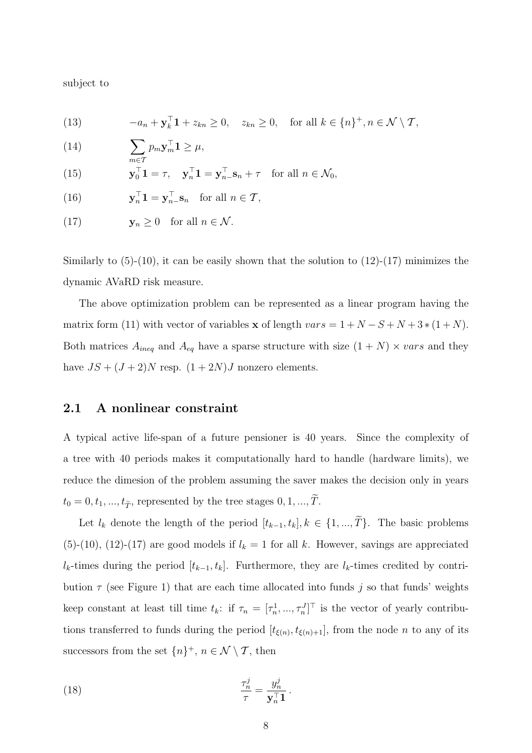subject to

$$
\begin{aligned}
&(13) \qquad -a_n + \mathbf{y}_k^\top \mathbf{1} + z_{kn} \geq 0, \quad z_{kn} \geq 0, \quad \text{for all } k \in \{n\}^+, n \in \mathcal{N} \setminus \mathcal{T}, \\
&(14) \qquad \sum_{m \in \mathcal{T}} p_m \mathbf{y}_m^\top \mathbf{1} \geq \mu, \\
&(15) \qquad \mathbf{y}_0^\top \mathbf{1} = \tau, \quad \mathbf{y}_n^\top \mathbf{1} = \mathbf{y}_{n-}^\top \mathbf{s}_n + \tau \quad \text{for all } n \in \mathcal{N}_0, \\
&(16) \qquad \mathbf{y}_n^\top \mathbf{1} = \mathbf{y}_{n-}^\top \mathbf{s}_n \quad \text{for all } n \in \mathcal{T}, \\
&(17) \qquad \mathbf{y}_n \geq 0 \quad \text{for all } n \in \mathcal{N}.
\end{aligned}
$$

Similarly to (5)-(10), it can be easily shown that the solution to (12)-(17) minimizes the dynamic AVaRD risk measure.

The above optimization problem can be represented as a linear program having the matrix form (11) with vector of variables $\mathbf{x}$ of length $vars = 1 + N - S + N + 3 * (1 + N)$. Both matrices $A_{ineq}$ and $A_{eq}$ have a sparse structure with size $(1 + N) \times vars$ and they have $JS + (J + 2)N$ resp. $(1 + 2N)J$ nonzero elements.

## 2.1 A nonlinear constraint

A typical active life-span of a future pensioner is 40 years. Since the complexity of a tree with 40 periods makes it computationally hard to handle (hardware limits), we reduce the dimesion of the problem assuming the saver makes the decision only in years $t_0 = 0, t_1, ..., t_{\widetilde{T}}$, represented by the tree stages $0, 1, ..., \widetilde{T}$.

Let $l_k$ denote the length of the period $[t_{k-1}, t_k], k \in \{1, ..., \widetilde{T}\}$. The basic problems (5)-(10), (12)-(17) are good models if $l_k = 1$ for all $k$. However, savings are appreciated $l_k$-times during the period $[t_{k-1}, t_k]$. Furthermore, they are $l_k$-times credited by contribution $\tau$ (see Figure 1) that are each time allocated into funds $j$ so that funds' weights keep constant at least till time $t_k$: if $\tau_n = [\tau_n^1, ..., \tau_n^J]^\top$ is the vector of yearly contributions transferred to funds during the period $[t_{\xi(n)}, t_{\xi(n)+1}]$, from the node $n$ to any of its successors from the set $\{n\}^+$, $n \in \mathcal{N} \setminus \mathcal{T}$, then

$$
(18) \qquad \frac{\tau_n^j}{\tau} = \frac{y_n^j}{\mathbf{y}_n^\top \mathbf{1}}.
$$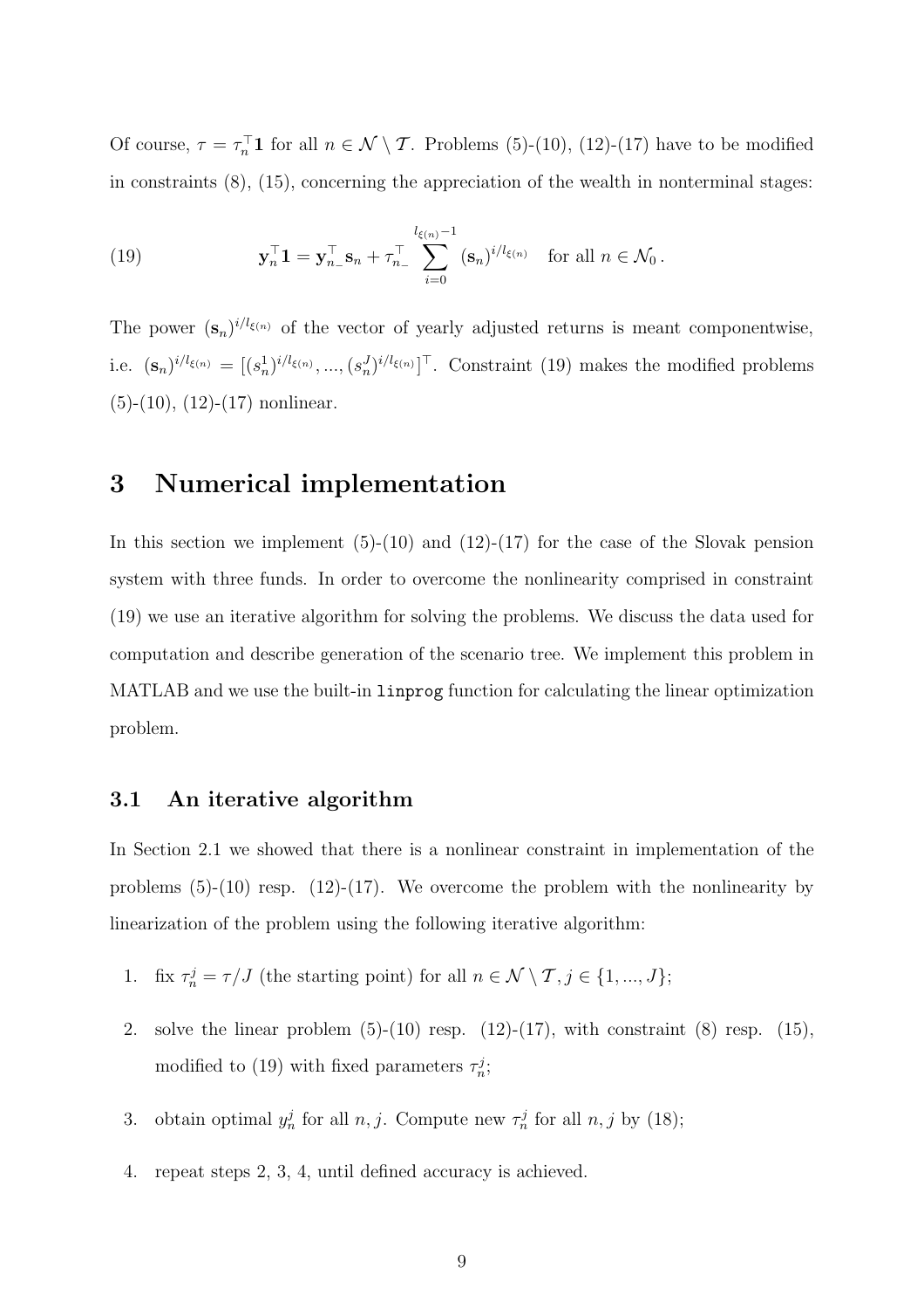Of course, $\tau = \tau_n^\top \mathbf{1}$ for all $n \in \mathcal{N} \setminus \mathcal{T}$. Problems (5)-(10), (12)-(17) have to be modified in constraints (8), (15), concerning the appreciation of the wealth in nonterminal stages:

$$\mathbf{y}_n^\top \mathbf{1} = \mathbf{y}_{n_-}^\top \mathbf{s}_n + \tau_{n_-}^\top \sum_{i=0}^{l_{\xi(n)}-1} (\mathbf{s}_n)^{i/l_{\xi(n)}} \quad \text{for all } n \in \mathcal{N}_0 \,. \tag{19}$$

The power $(\mathbf{s}_n)^{i/l_{\xi(n)}}$ of the vector of yearly adjusted returns is meant componentwise, i.e. $(\mathbf{s}_n)^{i/l_{\xi(n)}} = [(s_n^1)^{i/l_{\xi(n)}}, ..., (s_n^J)^{i/l_{\xi(n)}}]^\top$. Constraint (19) makes the modified problems (5)-(10), (12)-(17) nonlinear.

# 3 Numerical implementation

In this section we implement (5)-(10) and (12)-(17) for the case of the Slovak pension system with three funds. In order to overcome the nonlinearity comprised in constraint (19) we use an iterative algorithm for solving the problems. We discuss the data used for computation and describe generation of the scenario tree. We implement this problem in MATLAB and we use the built-in `linprog` function for calculating the linear optimization problem.

## 3.1 An iterative algorithm

In Section 2.1 we showed that there is a nonlinear constraint in implementation of the problems (5)-(10) resp. (12)-(17). We overcome the problem with the nonlinearity by linearization of the problem using the following iterative algorithm:

1. fix $\tau_n^j = \tau/J$ (the starting point) for all $n \in \mathcal{N} \setminus \mathcal{T}, j \in \{1, ..., J\}$;
2. solve the linear problem (5)-(10) resp. (12)-(17), with constraint (8) resp. (15), modified to (19) with fixed parameters $\tau_n^j$;
3. obtain optimal $y_n^j$ for all $n, j$. Compute new $\tau_n^j$ for all $n, j$ by (18);
4. repeat steps 2, 3, 4, until defined accuracy is achieved.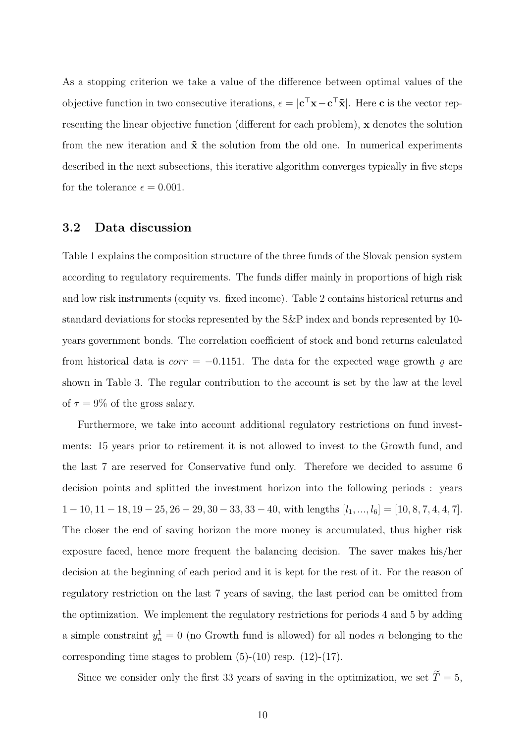As a stopping criterion we take a value of the difference between optimal values of the objective function in two consecutive iterations, $\epsilon = |\mathbf{c}^\top \mathbf{x} - \mathbf{c}^\top \tilde{\mathbf{x}}|$. Here $\mathbf{c}$ is the vector representing the linear objective function (different for each problem), $\mathbf{x}$ denotes the solution from the new iteration and $\tilde{\mathbf{x}}$ the solution from the old one. In numerical experiments described in the next subsections, this iterative algorithm converges typically in five steps for the tolerance $\epsilon = 0.001$.

### 3.2 Data discussion

Table 1 explains the composition structure of the three funds of the Slovak pension system according to regulatory requirements. The funds differ mainly in proportions of high risk and low risk instruments (equity vs. fixed income). Table 2 contains historical returns and standard deviations for stocks represented by the S&P index and bonds represented by 10-years government bonds. The correlation coefficient of stock and bond returns calculated from historical data is $corr = -0.1151$. The data for the expected wage growth $\varrho$ are shown in Table 3. The regular contribution to the account is set by the law at the level of $\tau = 9\%$ of the gross salary.

Furthermore, we take into account additional regulatory restrictions on fund investments: 15 years prior to retirement it is not allowed to invest to the Growth fund, and the last 7 are reserved for Conservative fund only. Therefore we decided to assume 6 decision points and splitted the investment horizon into the following periods : years $1-10, 11-18, 19-25, 26-29, 30-33, 33-40$, with lengths $[l_1, ..., l_6] = [10, 8, 7, 4, 4, 7]$. The closer the end of saving horizon the more money is accumulated, thus higher risk exposure faced, hence more frequent the balancing decision. The saver makes his/her decision at the beginning of each period and it is kept for the rest of it. For the reason of regulatory restriction on the last 7 years of saving, the last period can be omitted from the optimization. We implement the regulatory restrictions for periods 4 and 5 by adding a simple constraint $y_n^1 = 0$ (no Growth fund is allowed) for all nodes $n$ belonging to the corresponding time stages to problem (5)-(10) resp. (12)-(17).

Since we consider only the first 33 years of saving in the optimization, we set $\widetilde{T} = 5$,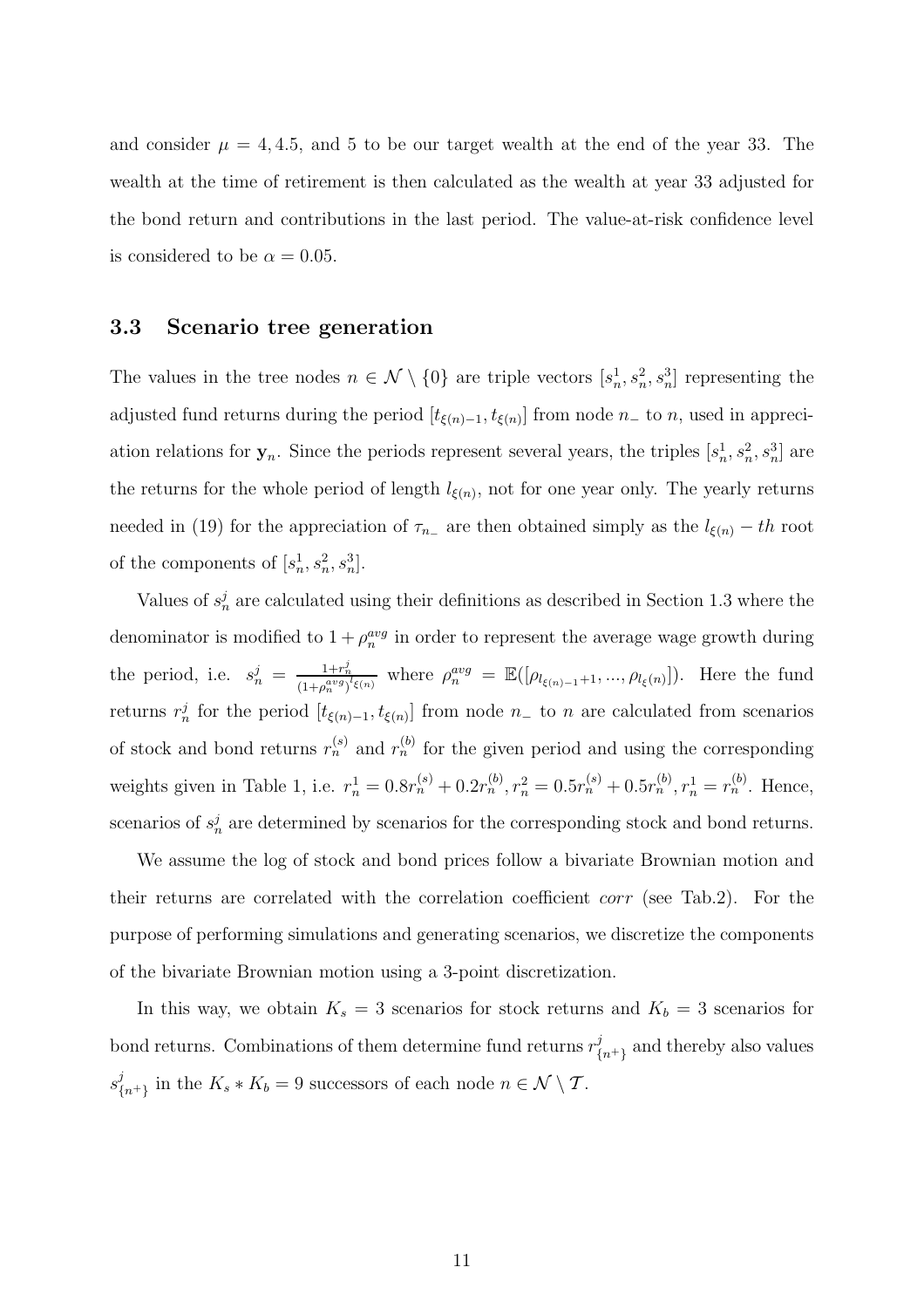and consider $\mu = 4, 4.5$, and 5 to be our target wealth at the end of the year 33. The wealth at the time of retirement is then calculated as the wealth at year 33 adjusted for the bond return and contributions in the last period. The value-at-risk confidence level is considered to be $\alpha = 0.05$.

### 3.3 Scenario tree generation

The values in the tree nodes $n \in \mathcal{N} \setminus \{0\}$ are triple vectors $[s_n^1, s_n^2, s_n^3]$ representing the adjusted fund returns during the period $[t_{\xi(n)-1}, t_{\xi(n)}]$ from node $n_-$ to $n$, used in appreciation relations for $\mathbf{y}_n$. Since the periods represent several years, the triples $[s_n^1, s_n^2, s_n^3]$ are the returns for the whole period of length $l_{\xi(n)}$, not for one year only. The yearly returns needed in (19) for the appreciation of $\tau_{n_-}$ are then obtained simply as the $l_{\xi(n)} - th$ root of the components of $[s_n^1, s_n^2, s_n^3]$.

Values of $s_n^j$ are calculated using their definitions as described in Section 1.3 where the denominator is modified to $1 + \rho_n^{avg}$ in order to represent the average wage growth during the period, i.e. $s_n^j = \frac{1+r_n^j}{(1+\rho_n^{avg})^{l_{\xi(n)}}}$ where $\rho_n^{avg} = \mathbb{E}([\rho_{l_{\xi(n)-1}+1}, ..., \rho_{l_{\xi(n)}}])$. Here the fund returns $r_n^j$ for the period $[t_{\xi(n)-1}, t_{\xi(n)}]$ from node $n_-$ to $n$ are calculated from scenarios of stock and bond returns $r_n^{(s)}$ and $r_n^{(b)}$ for the given period and using the corresponding weights given in Table 1, i.e. $r_n^1 = 0.8r_n^{(s)} + 0.2r_n^{(b)}, r_n^2 = 0.5r_n^{(s)} + 0.5r_n^{(b)}, r_n^1 = r_n^{(b)}$. Hence, scenarios of $s_n^j$ are determined by scenarios for the corresponding stock and bond returns.

We assume the log of stock and bond prices follow a bivariate Brownian motion and their returns are correlated with the correlation coefficient *corr* (see Tab.2). For the purpose of performing simulations and generating scenarios, we discretize the components of the bivariate Brownian motion using a 3-point discretization.

In this way, we obtain $K_s = 3$ scenarios for stock returns and $K_b = 3$ scenarios for bond returns. Combinations of them determine fund returns $r_{\{n^+\}}^j$ and thereby also values $s_{\{n^+\}}^j$ in the $K_s * K_b = 9$ successors of each node $n \in \mathcal{N} \setminus \mathcal{T}$.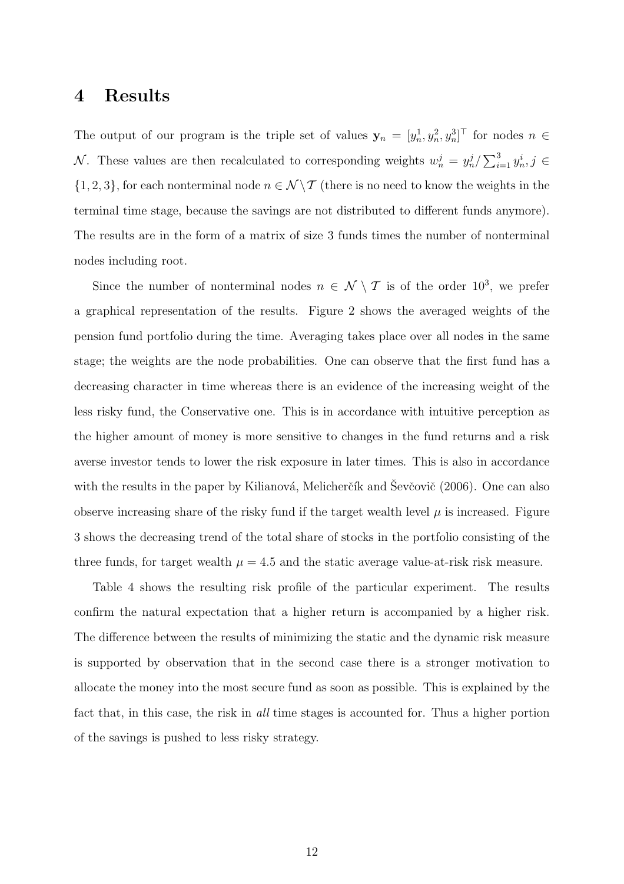# 4 Results

The output of our program is the triple set of values $\mathbf{y}_n = [y_n^1, y_n^2, y_n^3]^\top$ for nodes $n \in \mathcal{N}$. These values are then recalculated to corresponding weights $w_n^j = y_n^j / \sum_{i=1}^3 y_n^i, j \in \{1, 2, 3\}$, for each nonterminal node $n \in \mathcal{N} \setminus \mathcal{T}$ (there is no need to know the weights in the terminal time stage, because the savings are not distributed to different funds anymore). The results are in the form of a matrix of size 3 funds times the number of nonterminal nodes including root.

Since the number of nonterminal nodes $n \in \mathcal{N} \setminus \mathcal{T}$ is of the order $10^3$, we prefer a graphical representation of the results. Figure 2 shows the averaged weights of the pension fund portfolio during the time. Averaging takes place over all nodes in the same stage; the weights are the node probabilities. One can observe that the first fund has a decreasing character in time whereas there is an evidence of the increasing weight of the less risky fund, the Conservative one. This is in accordance with intuitive perception as the higher amount of money is more sensitive to changes in the fund returns and a risk averse investor tends to lower the risk exposure in later times. This is also in accordance with the results in the paper by Kilianová, Melicherčík and Ševčovič (2006). One can also observe increasing share of the risky fund if the target wealth level $\mu$ is increased. Figure 3 shows the decreasing trend of the total share of stocks in the portfolio consisting of the three funds, for target wealth $\mu = 4.5$ and the static average value-at-risk risk measure.

Table 4 shows the resulting risk profile of the particular experiment. The results confirm the natural expectation that a higher return is accompanied by a higher risk. The difference between the results of minimizing the static and the dynamic risk measure is supported by observation that in the second case there is a stronger motivation to allocate the money into the most secure fund as soon as possible. This is explained by the fact that, in this case, the risk in *all* time stages is accounted for. Thus a higher portion of the savings is pushed to less risky strategy.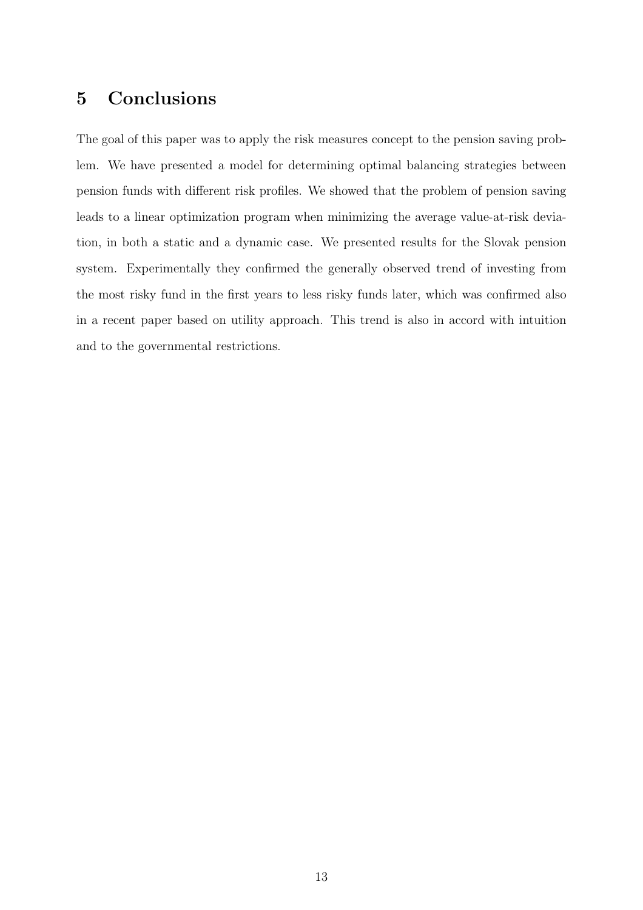## 5 Conclusions

The goal of this paper was to apply the risk measures concept to the pension saving problem. We have presented a model for determining optimal balancing strategies between pension funds with different risk profiles. We showed that the problem of pension saving leads to a linear optimization program when minimizing the average value-at-risk deviation, in both a static and a dynamic case. We presented results for the Slovak pension system. Experimentally they confirmed the generally observed trend of investing from the most risky fund in the first years to less risky funds later, which was confirmed also in a recent paper based on utility approach. This trend is also in accord with intuition and to the governmental restrictions.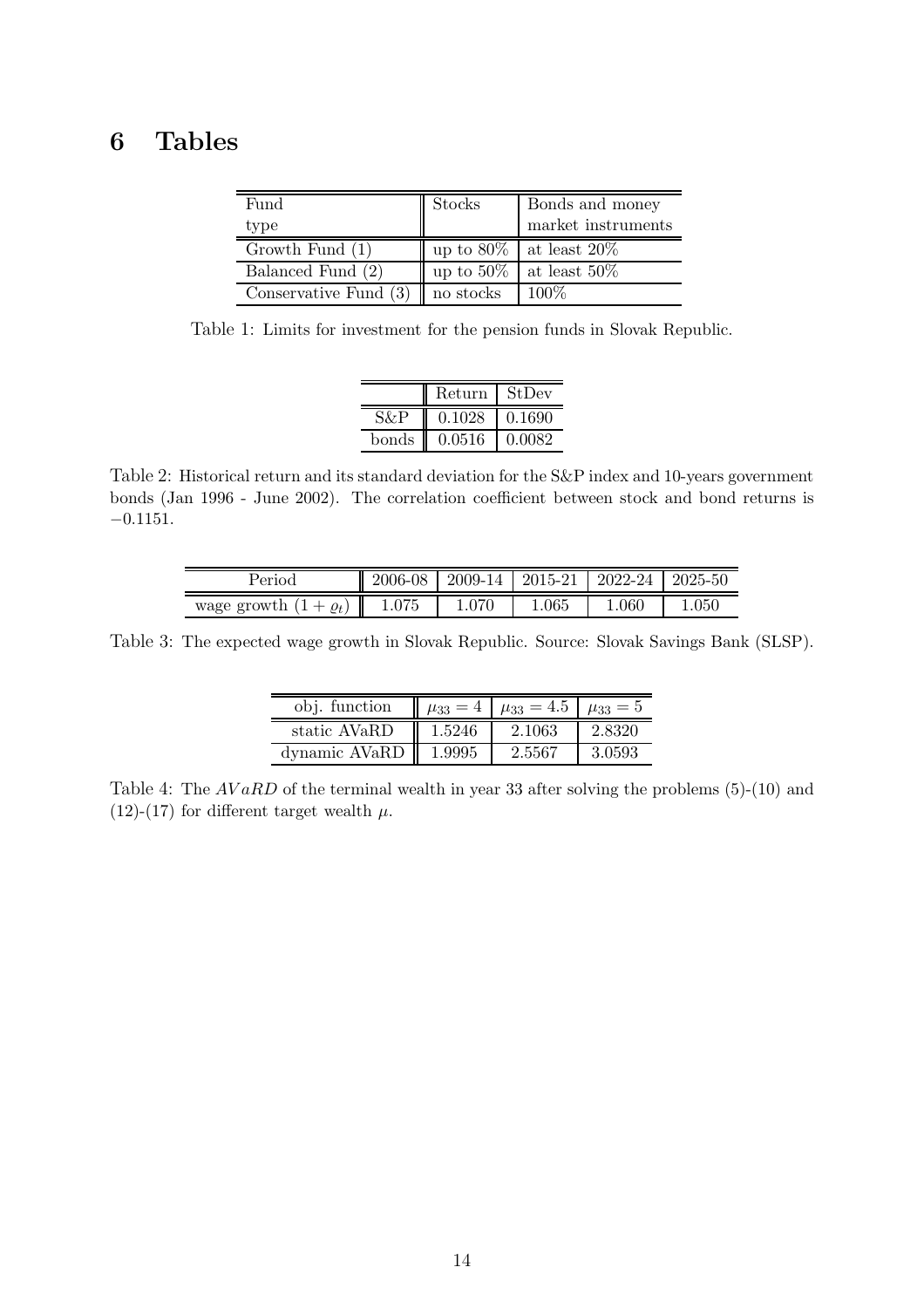# 6 Tables

| Fund type | Stocks | Bonds and money market instruments |
|---|---|---|
| Growth Fund (1) | up to 80% | at least 20% |
| Balanced Fund (2) | up to 50% | at least 50% |
| Conservative Fund (3) | no stocks | 100% |

Table 1: Limits for investment for the pension funds in Slovak Republic.

| | Return | StDev |
|---|---|---|
| S&P | 0.1028 | 0.1690 |
| bonds | 0.0516 | 0.0082 |

Table 2: Historical return and its standard deviation for the S&P index and 10-years government bonds (Jan 1996 - June 2002). The correlation coefficient between stock and bond returns is −0.1151.

| Period | 2006-08 | 2009-14 | 2015-21 | 2022-24 | 2025-50 |
|---|---|---|---|---|---|
| wage growth $(1 + \varrho_t)$ | 1.075 | 1.070 | 1.065 | 1.060 | 1.050 |

Table 3: The expected wage growth in Slovak Republic. Source: Slovak Savings Bank (SLSP).

| obj. function | $\mu_{33} = 4$ | $\mu_{33} = 4.5$ | $\mu_{33} = 5$ |
|---|---|---|---|
| static AVaRD | 1.5246 | 2.1063 | 2.8320 |
| dynamic AVaRD | 1.9995 | 2.5567 | 3.0593 |

Table 4: The $AVaRD$ of the terminal wealth in year 33 after solving the problems (5)-(10) and (12)-(17) for different target wealth $\mu$.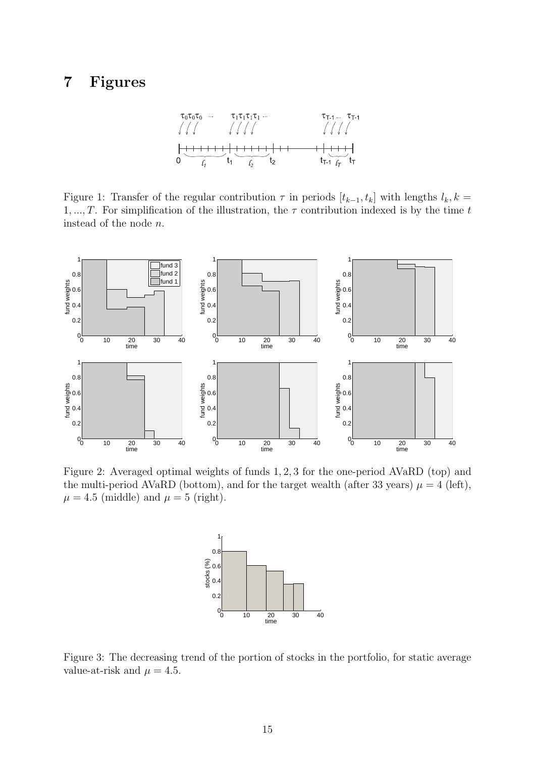# 7 Figures

Figure 1: Transfer of the regular contribution $\tau$ in periods $[t_{k-1}, t_k]$ with lengths $l_k, k = 1, ..., T$. For simplification of the illustration, the $\tau$ contribution indexed is by the time $t$ instead of the node $n$.

Figure 2: Averaged optimal weights of funds 1, 2, 3 for the one-period AVaRD (top) and the multi-period AVaRD (bottom), and for the target wealth (after 33 years) $\mu = 4$ (left), $\mu = 4.5$ (middle) and $\mu = 5$ (right).

Figure 3: The decreasing trend of the portion of stocks in the portfolio, for static average value-at-risk and $\mu = 4.5$.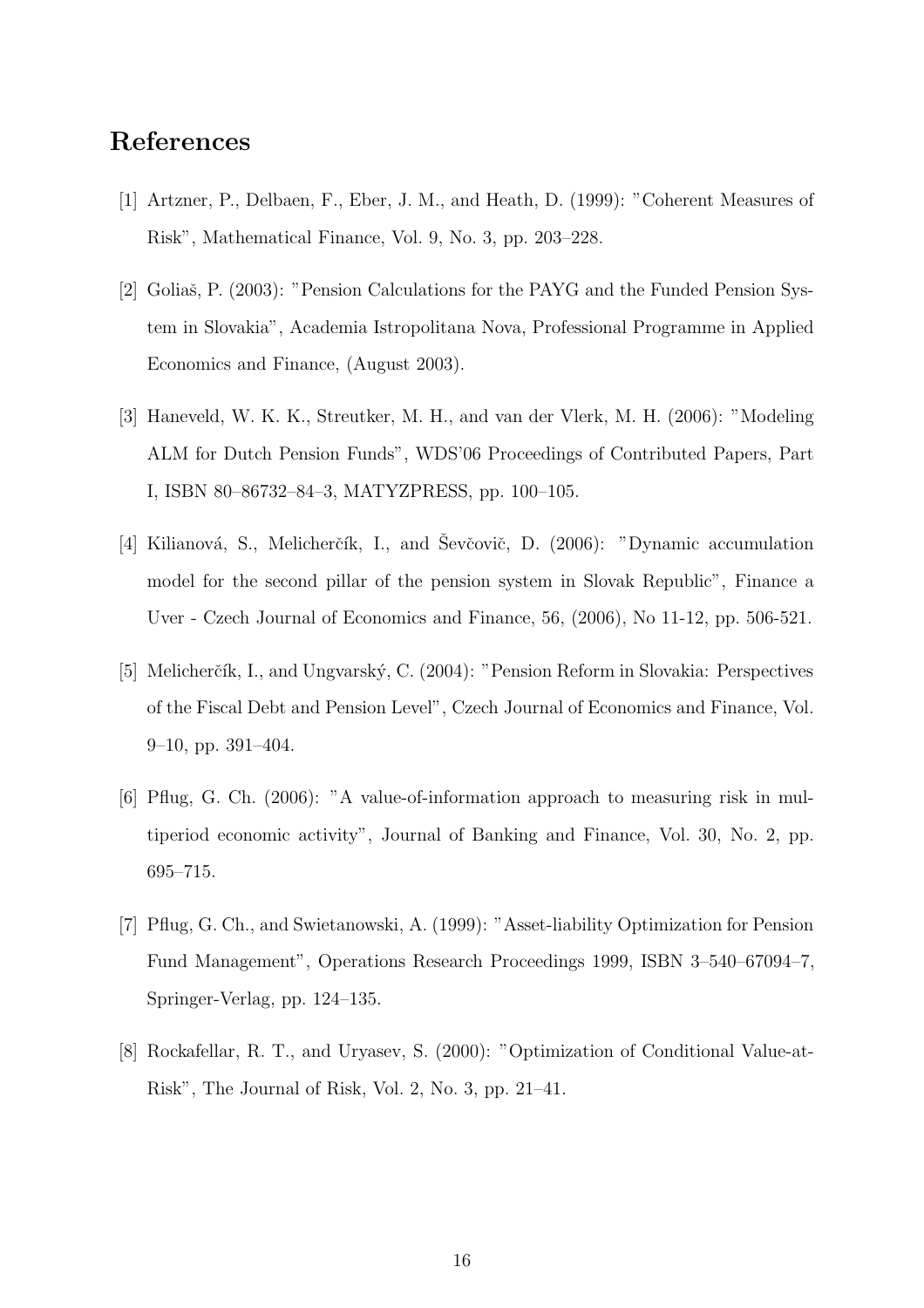## References

[1] Artzner, P., Delbaen, F., Eber, J. M., and Heath, D. (1999): "Coherent Measures of Risk", Mathematical Finance, Vol. 9, No. 3, pp. 203–228.

[2] Goliaš, P. (2003): "Pension Calculations for the PAYG and the Funded Pension System in Slovakia", Academia Istropolitana Nova, Professional Programme in Applied Economics and Finance, (August 2003).

[3] Haneveld, W. K. K., Streutker, M. H., and van der Vlerk, M. H. (2006): "Modeling ALM for Dutch Pension Funds", WDS'06 Proceedings of Contributed Papers, Part I, ISBN 80–86732–84–3, MATYZPRESS, pp. 100–105.

[4] Kilianová, S., Melicherčík, I., and Ševčovič, D. (2006): "Dynamic accumulation model for the second pillar of the pension system in Slovak Republic", Finance a Uver - Czech Journal of Economics and Finance, 56, (2006), No 11-12, pp. 506-521.

[5] Melicherčík, I., and Ungvarský, C. (2004): "Pension Reform in Slovakia: Perspectives of the Fiscal Debt and Pension Level", Czech Journal of Economics and Finance, Vol. 9–10, pp. 391–404.

[6] Pflug, G. Ch. (2006): "A value-of-information approach to measuring risk in multiperiod economic activity", Journal of Banking and Finance, Vol. 30, No. 2, pp. 695–715.

[7] Pflug, G. Ch., and Swietanowski, A. (1999): "Asset-liability Optimization for Pension Fund Management", Operations Research Proceedings 1999, ISBN 3–540–67094–7, Springer-Verlag, pp. 124–135.

[8] Rockafellar, R. T., and Uryasev, S. (2000): "Optimization of Conditional Value-at-Risk", The Journal of Risk, Vol. 2, No. 3, pp. 21–41.